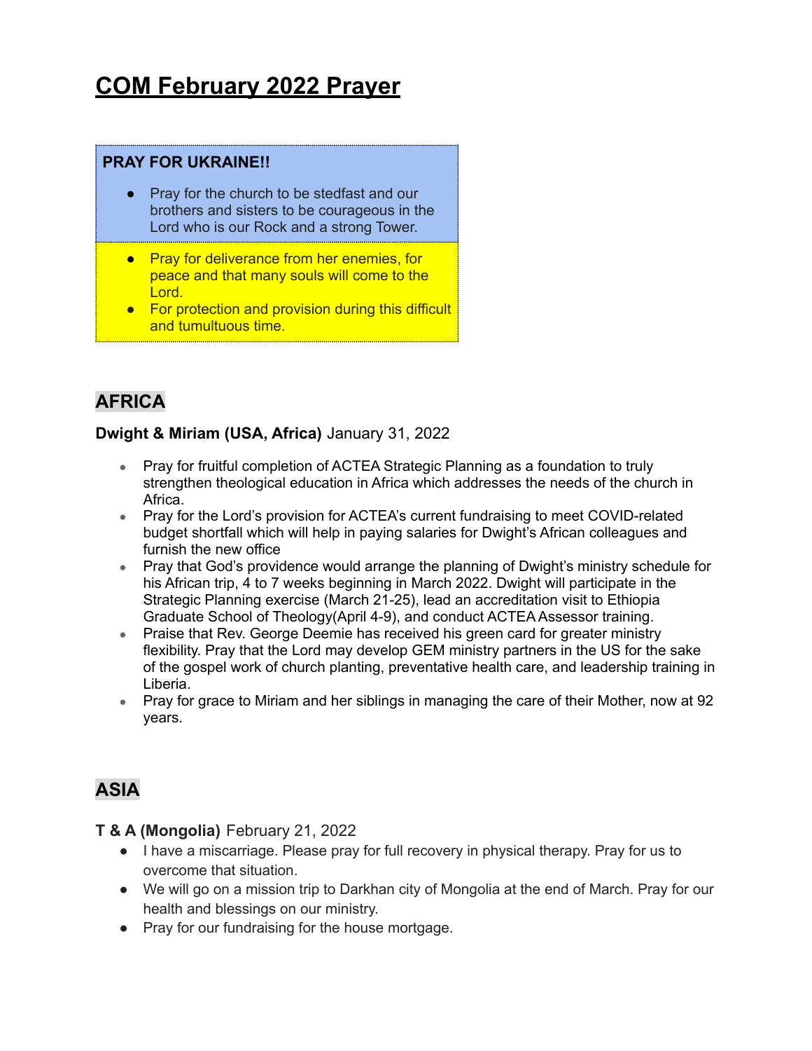# COM February 2022 Prayer

**PRAY FOR UKRAINE!!**

- Pray for the church to be stedfast and our brothers and sisters to be courageous in the Lord who is our Rock and a strong Tower.
- Pray for deliverance from her enemies, for peace and that many souls will come to the Lord.
- For protection and provision during this difficult and tumultuous time.

## AFRICA

**Dwight & Miriam (USA, Africa)** January 31, 2022

- Pray for fruitful completion of ACTEA Strategic Planning as a foundation to truly strengthen theological education in Africa which addresses the needs of the church in Africa.
- Pray for the Lord's provision for ACTEA's current fundraising to meet COVID-related budget shortfall which will help in paying salaries for Dwight's African colleagues and furnish the new office
- Pray that God's providence would arrange the planning of Dwight's ministry schedule for his African trip, 4 to 7 weeks beginning in March 2022. Dwight will participate in the Strategic Planning exercise (March 21-25), lead an accreditation visit to Ethiopia Graduate School of Theology(April 4-9), and conduct ACTEA Assessor training.
- Praise that Rev. George Deemie has received his green card for greater ministry flexibility. Pray that the Lord may develop GEM ministry partners in the US for the sake of the gospel work of church planting, preventative health care, and leadership training in Liberia.
- Pray for grace to Miriam and her siblings in managing the care of their Mother, now at 92 years.

## ASIA

**T & A (Mongolia)** February 21, 2022

- I have a miscarriage. Please pray for full recovery in physical therapy. Pray for us to overcome that situation.
- We will go on a mission trip to Darkhan city of Mongolia at the end of March. Pray for our health and blessings on our ministry.
- Pray for our fundraising for the house mortgage.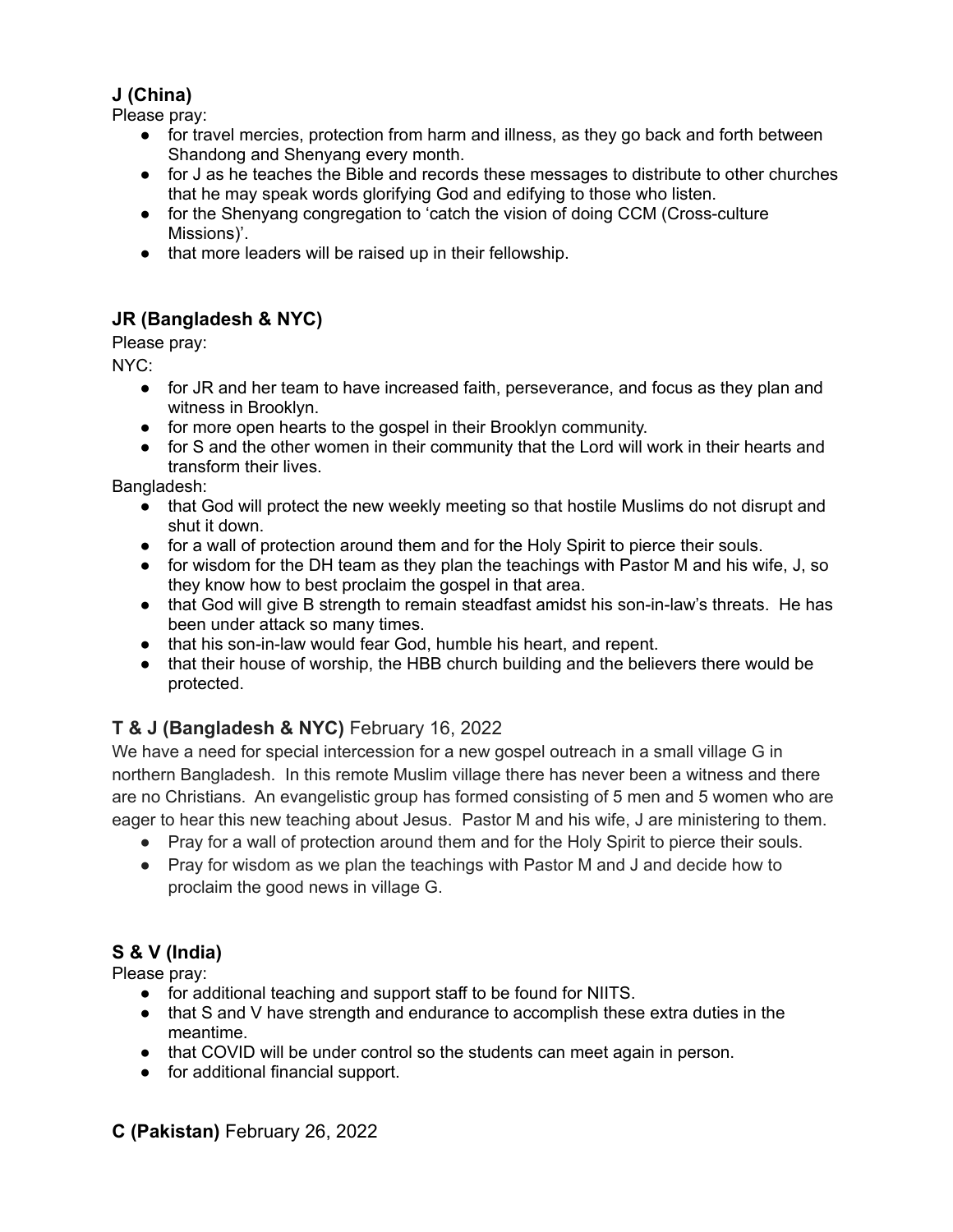### J (China)

Please pray:

- for travel mercies, protection from harm and illness, as they go back and forth between Shandong and Shenyang every month.
- for J as he teaches the Bible and records these messages to distribute to other churches that he may speak words glorifying God and edifying to those who listen.
- for the Shenyang congregation to 'catch the vision of doing CCM (Cross-culture Missions)'.
- that more leaders will be raised up in their fellowship.

### JR (Bangladesh & NYC)

Please pray:

NYC:

- for JR and her team to have increased faith, perseverance, and focus as they plan and witness in Brooklyn.
- for more open hearts to the gospel in their Brooklyn community.
- for S and the other women in their community that the Lord will work in their hearts and transform their lives.

Bangladesh:

- that God will protect the new weekly meeting so that hostile Muslims do not disrupt and shut it down.
- for a wall of protection around them and for the Holy Spirit to pierce their souls.
- for wisdom for the DH team as they plan the teachings with Pastor M and his wife, J, so they know how to best proclaim the gospel in that area.
- that God will give B strength to remain steadfast amidst his son-in-law's threats. He has been under attack so many times.
- that his son-in-law would fear God, humble his heart, and repent.
- that their house of worship, the HBB church building and the believers there would be protected.

### T & J (Bangladesh & NYC) February 16, 2022

We have a need for special intercession for a new gospel outreach in a small village G in northern Bangladesh. In this remote Muslim village there has never been a witness and there are no Christians. An evangelistic group has formed consisting of 5 men and 5 women who are eager to hear this new teaching about Jesus. Pastor M and his wife, J are ministering to them.

- Pray for a wall of protection around them and for the Holy Spirit to pierce their souls.
- Pray for wisdom as we plan the teachings with Pastor M and J and decide how to proclaim the good news in village G.

### S & V (India)

Please pray:

- for additional teaching and support staff to be found for NIITS.
- that S and V have strength and endurance to accomplish these extra duties in the meantime.
- that COVID will be under control so the students can meet again in person.
- for additional financial support.

### C (Pakistan) February 26, 2022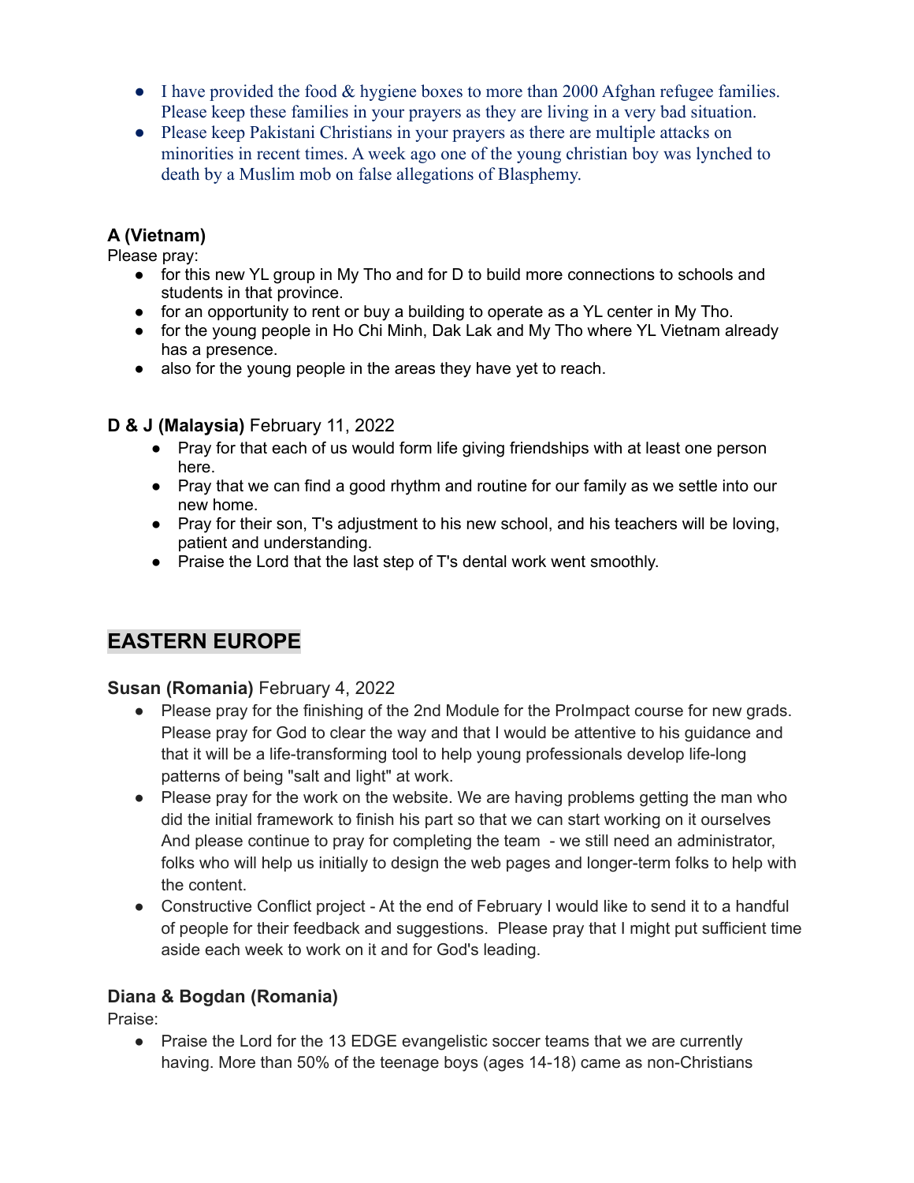- I have provided the food & hygiene boxes to more than 2000 Afghan refugee families. Please keep these families in your prayers as they are living in a very bad situation.
- Please keep Pakistani Christians in your prayers as there are multiple attacks on minorities in recent times. A week ago one of the young christian boy was lynched to death by a Muslim mob on false allegations of Blasphemy.

**A (Vietnam)**
Please pray:

- for this new YL group in My Tho and for D to build more connections to schools and students in that province.
- for an opportunity to rent or buy a building to operate as a YL center in My Tho.
- for the young people in Ho Chi Minh, Dak Lak and My Tho where YL Vietnam already has a presence.
- also for the young people in the areas they have yet to reach.

**D & J (Malaysia)** February 11, 2022

- Pray for that each of us would form life giving friendships with at least one person here.
- Pray that we can find a good rhythm and routine for our family as we settle into our new home.
- Pray for their son, T's adjustment to his new school, and his teachers will be loving, patient and understanding.
- Praise the Lord that the last step of T's dental work went smoothly.

## EASTERN EUROPE

**Susan (Romania)** February 4, 2022

- Please pray for the finishing of the 2nd Module for the ProImpact course for new grads. Please pray for God to clear the way and that I would be attentive to his guidance and that it will be a life-transforming tool to help young professionals develop life-long patterns of being "salt and light" at work.
- Please pray for the work on the website. We are having problems getting the man who did the initial framework to finish his part so that we can start working on it ourselves And please continue to pray for completing the team - we still need an administrator, folks who will help us initially to design the web pages and longer-term folks to help with the content.
- Constructive Conflict project - At the end of February I would like to send it to a handful of people for their feedback and suggestions. Please pray that I might put sufficient time aside each week to work on it and for God's leading.

**Diana & Bogdan (Romania)**
Praise:

- Praise the Lord for the 13 EDGE evangelistic soccer teams that we are currently having. More than 50% of the teenage boys (ages 14-18) came as non-Christians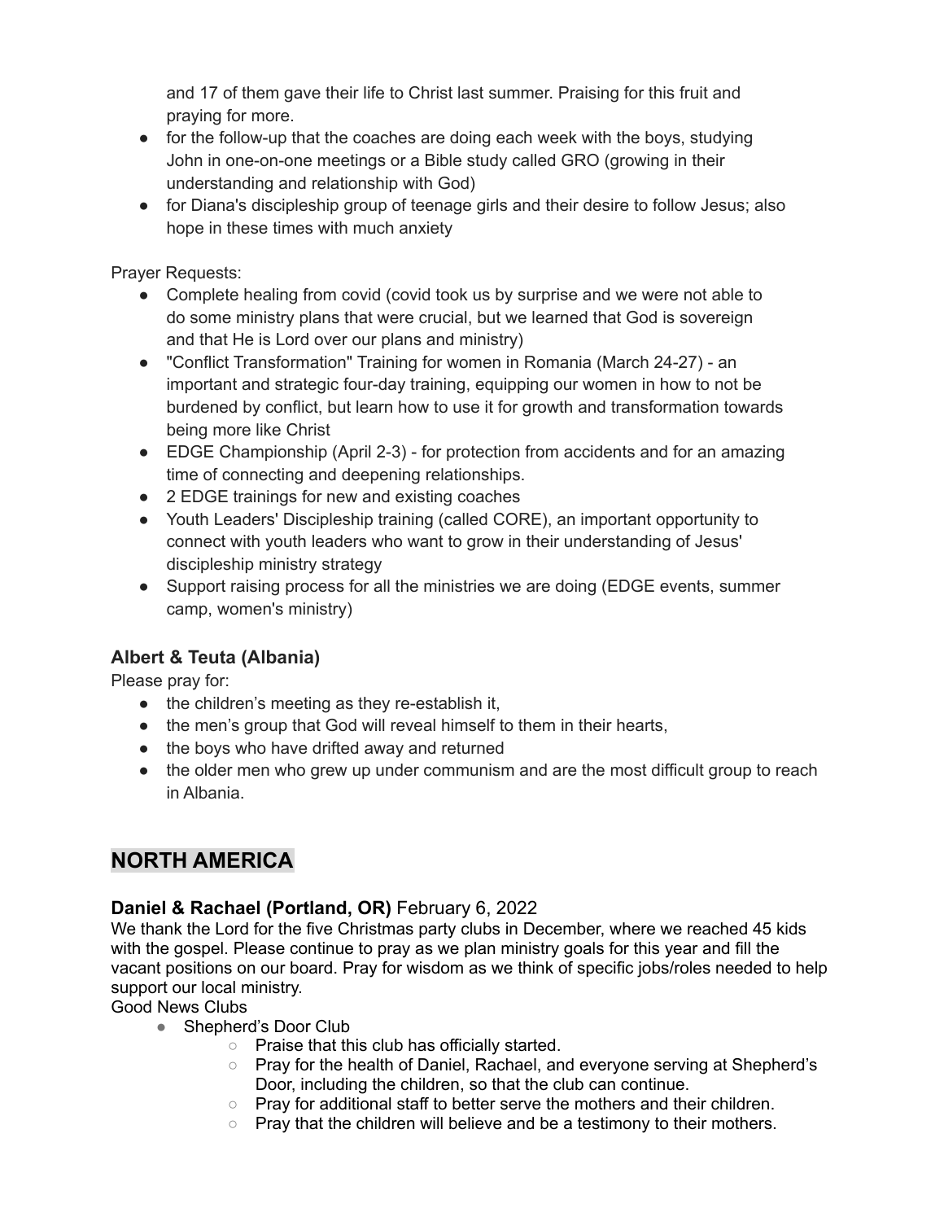and 17 of them gave their life to Christ last summer. Praising for this fruit and praying for more.
- for the follow-up that the coaches are doing each week with the boys, studying John in one-on-one meetings or a Bible study called GRO (growing in their understanding and relationship with God)
- for Diana's discipleship group of teenage girls and their desire to follow Jesus; also hope in these times with much anxiety

Prayer Requests:

- Complete healing from covid (covid took us by surprise and we were not able to do some ministry plans that were crucial, but we learned that God is sovereign and that He is Lord over our plans and ministry)
- "Conflict Transformation" Training for women in Romania (March 24-27) - an important and strategic four-day training, equipping our women in how to not be burdened by conflict, but learn how to use it for growth and transformation towards being more like Christ
- EDGE Championship (April 2-3) - for protection from accidents and for an amazing time of connecting and deepening relationships.
- 2 EDGE trainings for new and existing coaches
- Youth Leaders' Discipleship training (called CORE), an important opportunity to connect with youth leaders who want to grow in their understanding of Jesus' discipleship ministry strategy
- Support raising process for all the ministries we are doing (EDGE events, summer camp, women's ministry)

### Albert & Teuta (Albania)

Please pray for:

- the children's meeting as they re-establish it,
- the men's group that God will reveal himself to them in their hearts,
- the boys who have drifted away and returned
- the older men who grew up under communism and are the most difficult group to reach in Albania.

## NORTH AMERICA

### Daniel & Rachael (Portland, OR) February 6, 2022

We thank the Lord for the five Christmas party clubs in December, where we reached 45 kids with the gospel. Please continue to pray as we plan ministry goals for this year and fill the vacant positions on our board. Pray for wisdom as we think of specific jobs/roles needed to help support our local ministry.

Good News Clubs

- Shepherd's Door Club
  - Praise that this club has officially started.
  - Pray for the health of Daniel, Rachael, and everyone serving at Shepherd's Door, including the children, so that the club can continue.
  - Pray for additional staff to better serve the mothers and their children.
  - Pray that the children will believe and be a testimony to their mothers.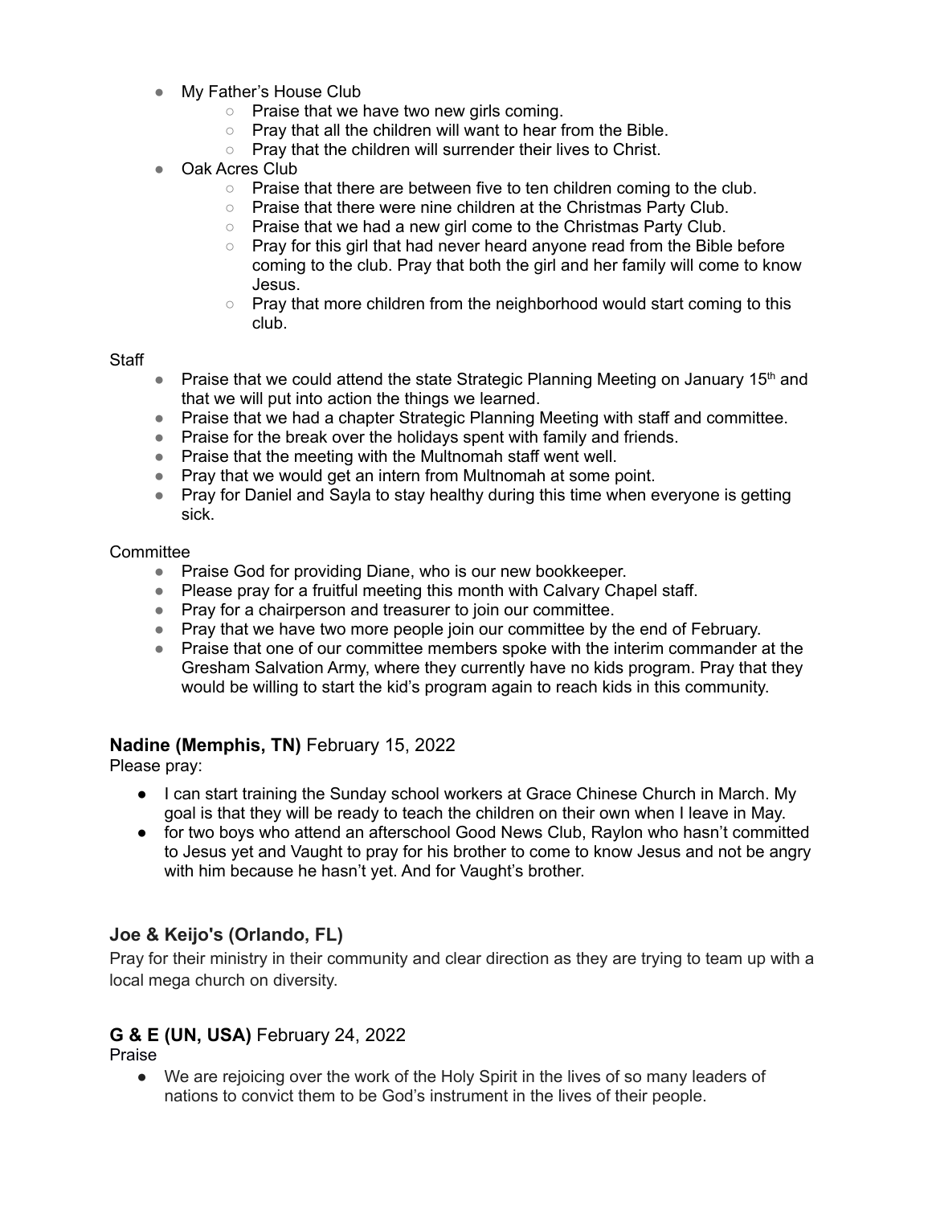- My Father's House Club
  - Praise that we have two new girls coming.
  - Pray that all the children will want to hear from the Bible.
  - Pray that the children will surrender their lives to Christ.
- Oak Acres Club
  - Praise that there are between five to ten children coming to the club.
  - Praise that there were nine children at the Christmas Party Club.
  - Praise that we had a new girl come to the Christmas Party Club.
  - Pray for this girl that had never heard anyone read from the Bible before coming to the club. Pray that both the girl and her family will come to know Jesus.
  - Pray that more children from the neighborhood would start coming to this club.

Staff

- Praise that we could attend the state Strategic Planning Meeting on January 15th and that we will put into action the things we learned.
- Praise that we had a chapter Strategic Planning Meeting with staff and committee.
- Praise for the break over the holidays spent with family and friends.
- Praise that the meeting with the Multnomah staff went well.
- Pray that we would get an intern from Multnomah at some point.
- Pray for Daniel and Sayla to stay healthy during this time when everyone is getting sick.

Committee

- Praise God for providing Diane, who is our new bookkeeper.
- Please pray for a fruitful meeting this month with Calvary Chapel staff.
- Pray for a chairperson and treasurer to join our committee.
- Pray that we have two more people join our committee by the end of February.
- Praise that one of our committee members spoke with the interim commander at the Gresham Salvation Army, where they currently have no kids program. Pray that they would be willing to start the kid's program again to reach kids in this community.

### **Nadine (Memphis, TN)** February 15, 2022

Please pray:

- I can start training the Sunday school workers at Grace Chinese Church in March. My goal is that they will be ready to teach the children on their own when I leave in May.
- for two boys who attend an afterschool Good News Club, Raylon who hasn't committed to Jesus yet and Vaught to pray for his brother to come to know Jesus and not be angry with him because he hasn't yet. And for Vaught's brother.

### Joe & Keijo's (Orlando, FL)

Pray for their ministry in their community and clear direction as they are trying to team up with a local mega church on diversity.

### **G & E (UN, USA)** February 24, 2022

Praise

- We are rejoicing over the work of the Holy Spirit in the lives of so many leaders of nations to convict them to be God's instrument in the lives of their people.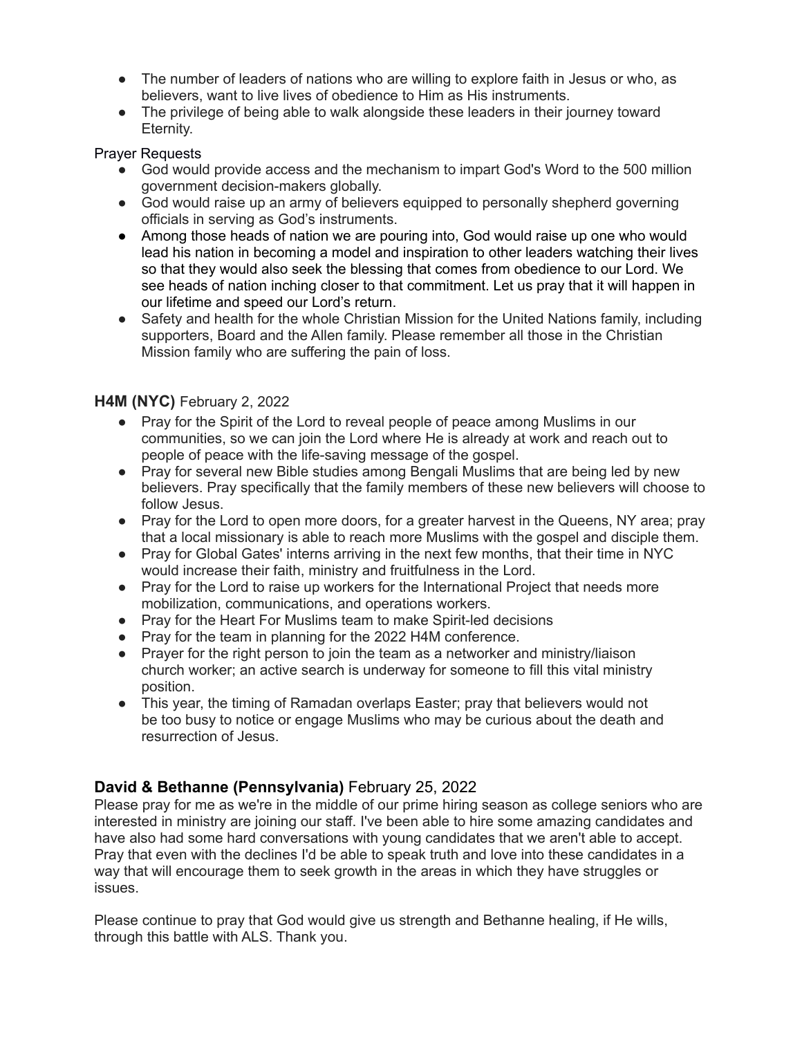- The number of leaders of nations who are willing to explore faith in Jesus or who, as believers, want to live lives of obedience to Him as His instruments.
- The privilege of being able to walk alongside these leaders in their journey toward Eternity.

Prayer Requests

- God would provide access and the mechanism to impart God's Word to the 500 million government decision-makers globally.
- God would raise up an army of believers equipped to personally shepherd governing officials in serving as God's instruments.
- Among those heads of nation we are pouring into, God would raise up one who would lead his nation in becoming a model and inspiration to other leaders watching their lives so that they would also seek the blessing that comes from obedience to our Lord. We see heads of nation inching closer to that commitment. Let us pray that it will happen in our lifetime and speed our Lord's return.
- Safety and health for the whole Christian Mission for the United Nations family, including supporters, Board and the Allen family. Please remember all those in the Christian Mission family who are suffering the pain of loss.

### **H4M (NYC)** February 2, 2022

- Pray for the Spirit of the Lord to reveal people of peace among Muslims in our communities, so we can join the Lord where He is already at work and reach out to people of peace with the life-saving message of the gospel.
- Pray for several new Bible studies among Bengali Muslims that are being led by new believers. Pray specifically that the family members of these new believers will choose to follow Jesus.
- Pray for the Lord to open more doors, for a greater harvest in the Queens, NY area; pray that a local missionary is able to reach more Muslims with the gospel and disciple them.
- Pray for Global Gates' interns arriving in the next few months, that their time in NYC would increase their faith, ministry and fruitfulness in the Lord.
- Pray for the Lord to raise up workers for the International Project that needs more mobilization, communications, and operations workers.
- Pray for the Heart For Muslims team to make Spirit-led decisions
- Pray for the team in planning for the 2022 H4M conference.
- Prayer for the right person to join the team as a networker and ministry/liaison church worker; an active search is underway for someone to fill this vital ministry position.
- This year, the timing of Ramadan overlaps Easter; pray that believers would not be too busy to notice or engage Muslims who may be curious about the death and resurrection of Jesus.

### **David & Bethanne (Pennsylvania)** February 25, 2022

Please pray for me as we're in the middle of our prime hiring season as college seniors who are interested in ministry are joining our staff. I've been able to hire some amazing candidates and have also had some hard conversations with young candidates that we aren't able to accept. Pray that even with the declines I'd be able to speak truth and love into these candidates in a way that will encourage them to seek growth in the areas in which they have struggles or issues.

Please continue to pray that God would give us strength and Bethanne healing, if He wills, through this battle with ALS. Thank you.